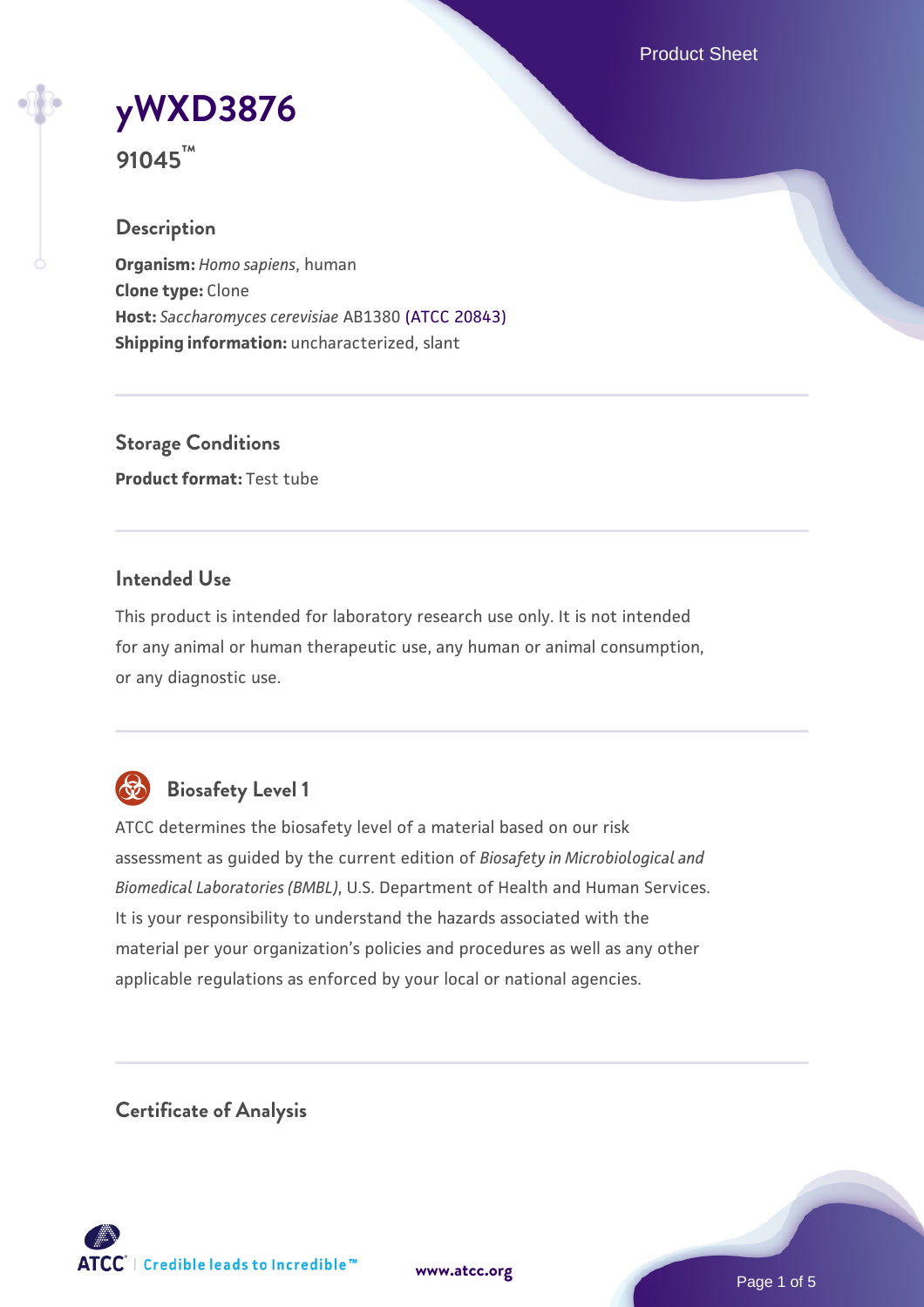# yWXD3876

**91045™**

## Description

**Organism:** *Homo sapiens*, human
**Clone type:** Clone
**Host:** *Saccharomyces cerevisiae* AB1380 (ATCC 20843)
**Shipping information:** uncharacterized, slant

## Storage Conditions

**Product format:** Test tube

## Intended Use

This product is intended for laboratory research use only. It is not intended for any animal or human therapeutic use, any human or animal consumption, or any diagnostic use.

## Biosafety Level 1

ATCC determines the biosafety level of a material based on our risk assessment as guided by the current edition of *Biosafety in Microbiological and Biomedical Laboratories (BMBL)*, U.S. Department of Health and Human Services. It is your responsibility to understand the hazards associated with the material per your organization's policies and procedures as well as any other applicable regulations as enforced by your local or national agencies.

## Certificate of Analysis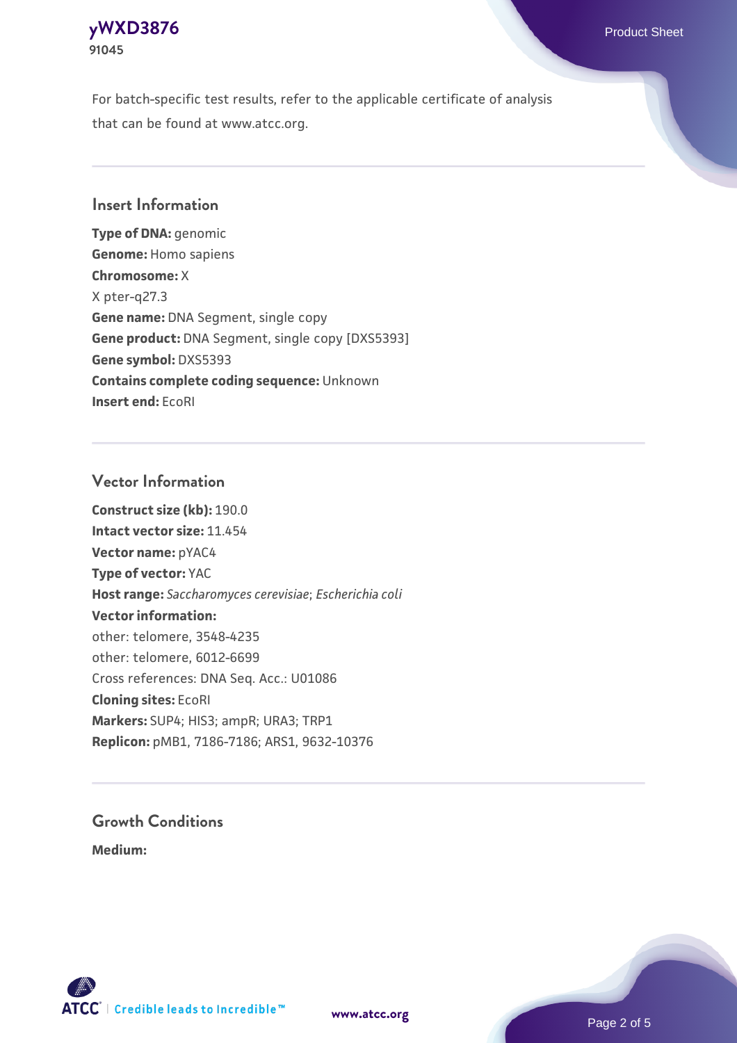For batch-specific test results, refer to the applicable certificate of analysis that can be found at www.atcc.org.

## Insert Information

**Type of DNA:** genomic
**Genome:** Homo sapiens
**Chromosome:** X
X pter-q27.3
**Gene name:** DNA Segment, single copy
**Gene product:** DNA Segment, single copy [DXS5393]
**Gene symbol:** DXS5393
**Contains complete coding sequence:** Unknown
**Insert end:** EcoRI

## Vector Information

**Construct size (kb):** 190.0
**Intact vector size:** 11.454
**Vector name:** pYAC4
**Type of vector:** YAC
**Host range:** *Saccharomyces cerevisiae*; *Escherichia coli*
**Vector information:**
other: telomere, 3548-4235
other: telomere, 6012-6699
Cross references: DNA Seq. Acc.: U01086
**Cloning sites:** EcoRI
**Markers:** SUP4; HIS3; ampR; URA3; TRP1
**Replicon:** pMB1, 7186-7186; ARS1, 9632-10376

## Growth Conditions

**Medium:**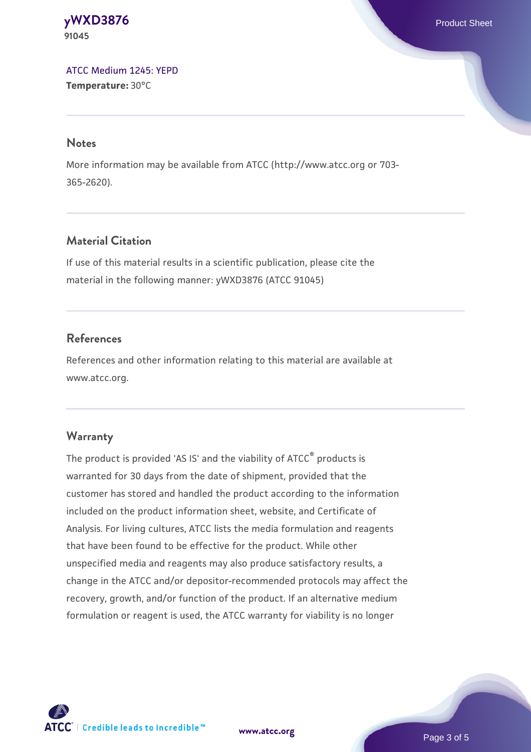[ATCC Medium 1245: YEPD](ATCC Medium 1245: YEPD)
**Temperature:** 30°C

## Notes

More information may be available from ATCC (http://www.atcc.org or 703-365-2620).

## Material Citation

If use of this material results in a scientific publication, please cite the material in the following manner: yWXD3876 (ATCC 91045)

## References

References and other information relating to this material are available at www.atcc.org.

## Warranty

The product is provided 'AS IS' and the viability of ATCC® products is warranted for 30 days from the date of shipment, provided that the customer has stored and handled the product according to the information included on the product information sheet, website, and Certificate of Analysis. For living cultures, ATCC lists the media formulation and reagents that have been found to be effective for the product. While other unspecified media and reagents may also produce satisfactory results, a change in the ATCC and/or depositor-recommended protocols may affect the recovery, growth, and/or function of the product. If an alternative medium formulation or reagent is used, the ATCC warranty for viability is no longer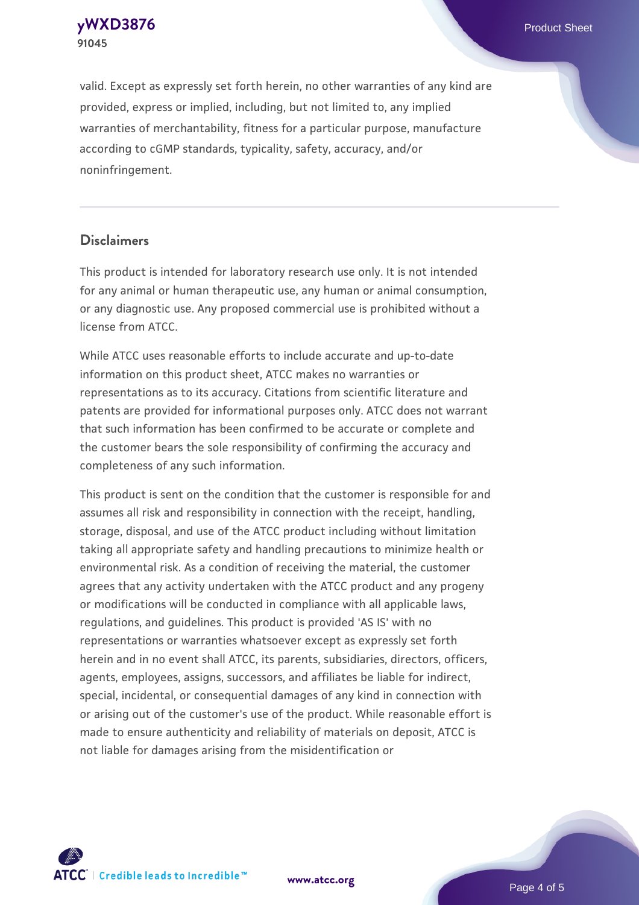valid. Except as expressly set forth herein, no other warranties of any kind are provided, express or implied, including, but not limited to, any implied warranties of merchantability, fitness for a particular purpose, manufacture according to cGMP standards, typicality, safety, accuracy, and/or noninfringement.

## Disclaimers

This product is intended for laboratory research use only. It is not intended for any animal or human therapeutic use, any human or animal consumption, or any diagnostic use. Any proposed commercial use is prohibited without a license from ATCC.

While ATCC uses reasonable efforts to include accurate and up-to-date information on this product sheet, ATCC makes no warranties or representations as to its accuracy. Citations from scientific literature and patents are provided for informational purposes only. ATCC does not warrant that such information has been confirmed to be accurate or complete and the customer bears the sole responsibility of confirming the accuracy and completeness of any such information.

This product is sent on the condition that the customer is responsible for and assumes all risk and responsibility in connection with the receipt, handling, storage, disposal, and use of the ATCC product including without limitation taking all appropriate safety and handling precautions to minimize health or environmental risk. As a condition of receiving the material, the customer agrees that any activity undertaken with the ATCC product and any progeny or modifications will be conducted in compliance with all applicable laws, regulations, and guidelines. This product is provided 'AS IS' with no representations or warranties whatsoever except as expressly set forth herein and in no event shall ATCC, its parents, subsidiaries, directors, officers, agents, employees, assigns, successors, and affiliates be liable for indirect, special, incidental, or consequential damages of any kind in connection with or arising out of the customer's use of the product. While reasonable effort is made to ensure authenticity and reliability of materials on deposit, ATCC is not liable for damages arising from the misidentification or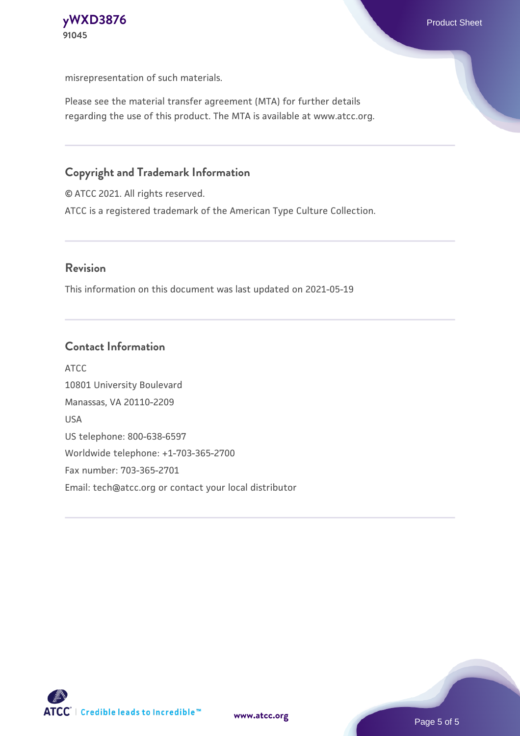misrepresentation of such materials.

Please see the material transfer agreement (MTA) for further details regarding the use of this product. The MTA is available at www.atcc.org.

## Copyright and Trademark Information

© ATCC 2021. All rights reserved.

ATCC is a registered trademark of the American Type Culture Collection.

## Revision

This information on this document was last updated on 2021-05-19

## Contact Information

ATCC
10801 University Boulevard
Manassas, VA 20110-2209
USA
US telephone: 800-638-6597
Worldwide telephone: +1-703-365-2700
Fax number: 703-365-2701
Email: tech@atcc.org or contact your local distributor